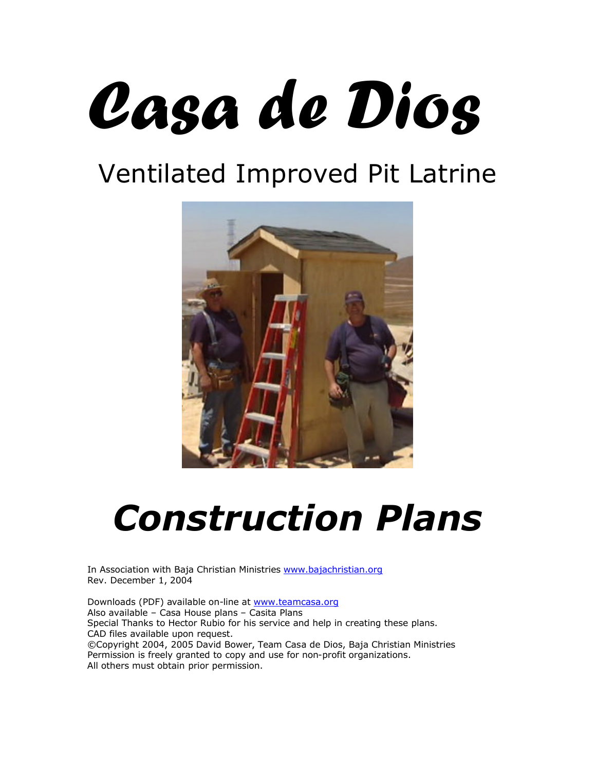# *Casa de Dios*

## Ventilated Improved Pit Latrine

# ***Construction Plans***

In Association with Baja Christian Ministries www.bajachristian.org
Rev. December 1, 2004

Downloads (PDF) available on-line at www.teamcasa.org
Also available – Casa House plans – Casita Plans
Special Thanks to Hector Rubio for his service and help in creating these plans.
CAD files available upon request.
©Copyright 2004, 2005 David Bower, Team Casa de Dios, Baja Christian Ministries
Permission is freely granted to copy and use for non-profit organizations.
All others must obtain prior permission.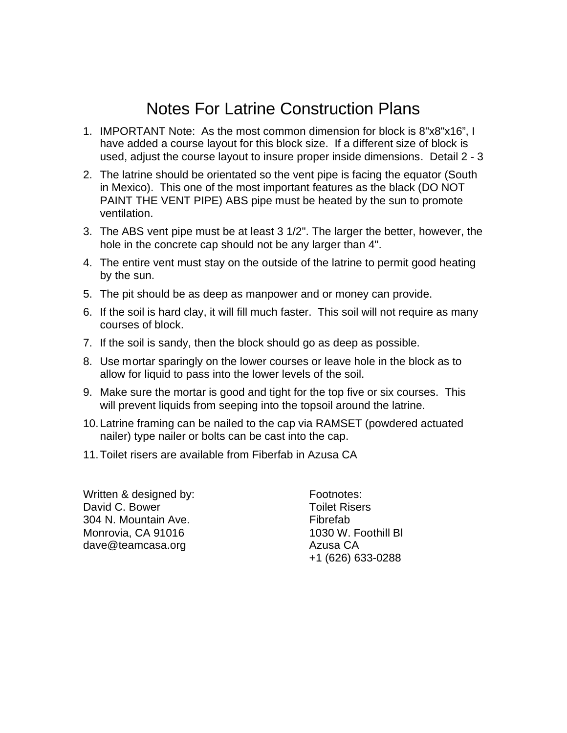# Notes For Latrine Construction Plans

1. IMPORTANT Note: As the most common dimension for block is 8"x8"x16", I have added a course layout for this block size. If a different size of block is used, adjust the course layout to insure proper inside dimensions. Detail 2 - 3
2. The latrine should be orientated so the vent pipe is facing the equator (South in Mexico). This one of the most important features as the black (DO NOT PAINT THE VENT PIPE) ABS pipe must be heated by the sun to promote ventilation.
3. The ABS vent pipe must be at least 3 1/2". The larger the better, however, the hole in the concrete cap should not be any larger than 4".
4. The entire vent must stay on the outside of the latrine to permit good heating by the sun.
5. The pit should be as deep as manpower and or money can provide.
6. If the soil is hard clay, it will fill much faster. This soil will not require as many courses of block.
7. If the soil is sandy, then the block should go as deep as possible.
8. Use mortar sparingly on the lower courses or leave hole in the block as to allow for liquid to pass into the lower levels of the soil.
9. Make sure the mortar is good and tight for the top five or six courses. This will prevent liquids from seeping into the topsoil around the latrine.
10. Latrine framing can be nailed to the cap via RAMSET (powdered actuated nailer) type nailer or bolts can be cast into the cap.
11. Toilet risers are available from Fiberfab in Azusa CA

Written & designed by:
David C. Bower
304 N. Mountain Ave.
Monrovia, CA 91016
dave@teamcasa.org

Footnotes:
Toilet Risers
Fibrefab
1030 W. Foothill Bl
Azusa CA
+1 (626) 633-0288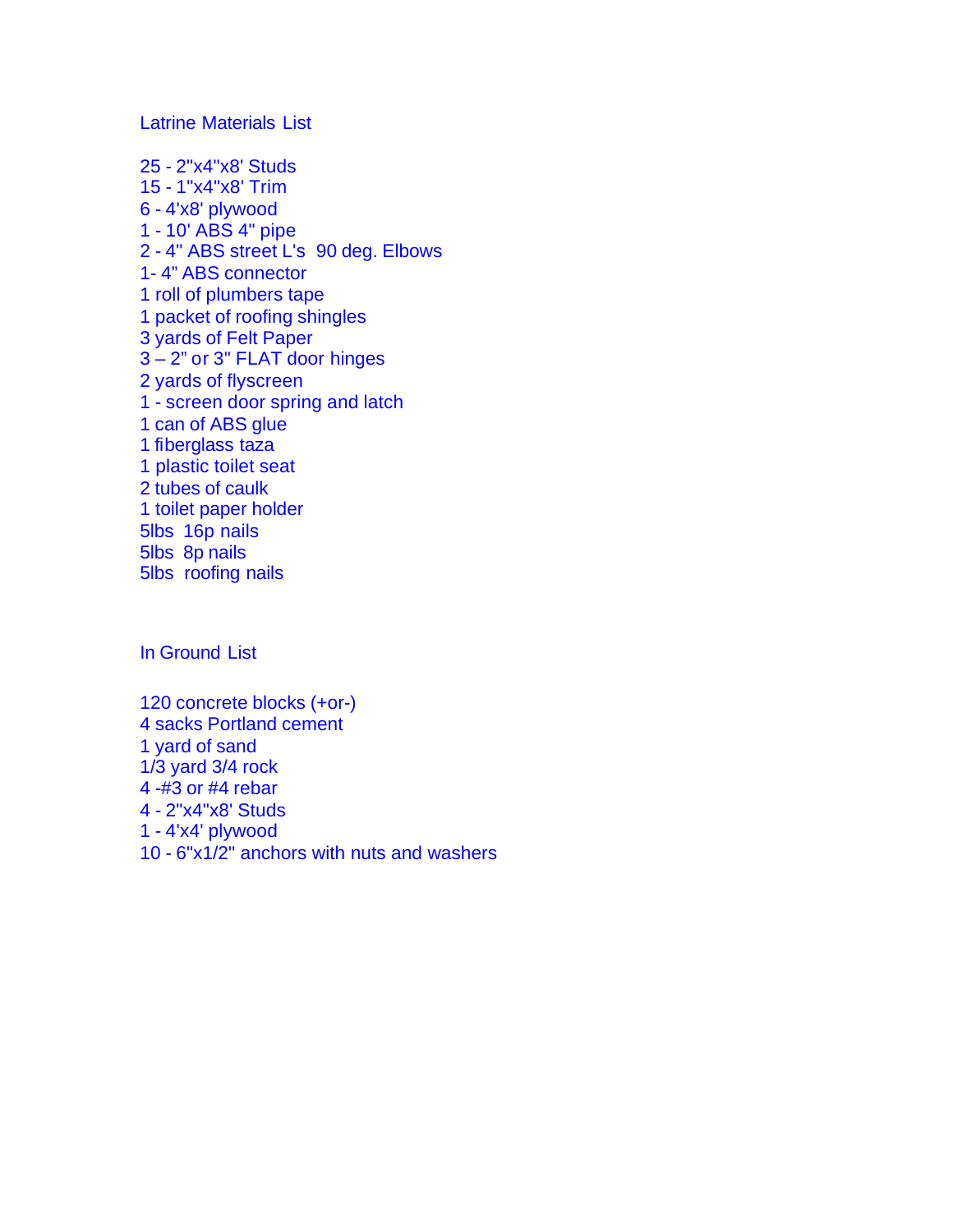## Latrine Materials List

25 - 2"x4"x8' Studs
15 - 1"x4"x8' Trim
6 - 4'x8' plywood
1 - 10' ABS 4" pipe
2 - 4" ABS street L's  90 deg. Elbows
1- 4" ABS connector
1 roll of plumbers tape
1 packet of roofing shingles
3 yards of Felt Paper
3 – 2" or 3" FLAT door hinges
2 yards of flyscreen
1 - screen door spring and latch
1 can of ABS glue
1 fiberglass taza
1 plastic toilet seat
2 tubes of caulk
1 toilet paper holder
5lbs  16p nails
5lbs  8p nails
5lbs  roofing nails

## In Ground List

120 concrete blocks (+or-)
4 sacks Portland cement
1 yard of sand
1/3 yard 3/4 rock
4 -#3 or #4 rebar
4 - 2"x4"x8' Studs
1 - 4'x4' plywood
10 - 6"x1/2" anchors with nuts and washers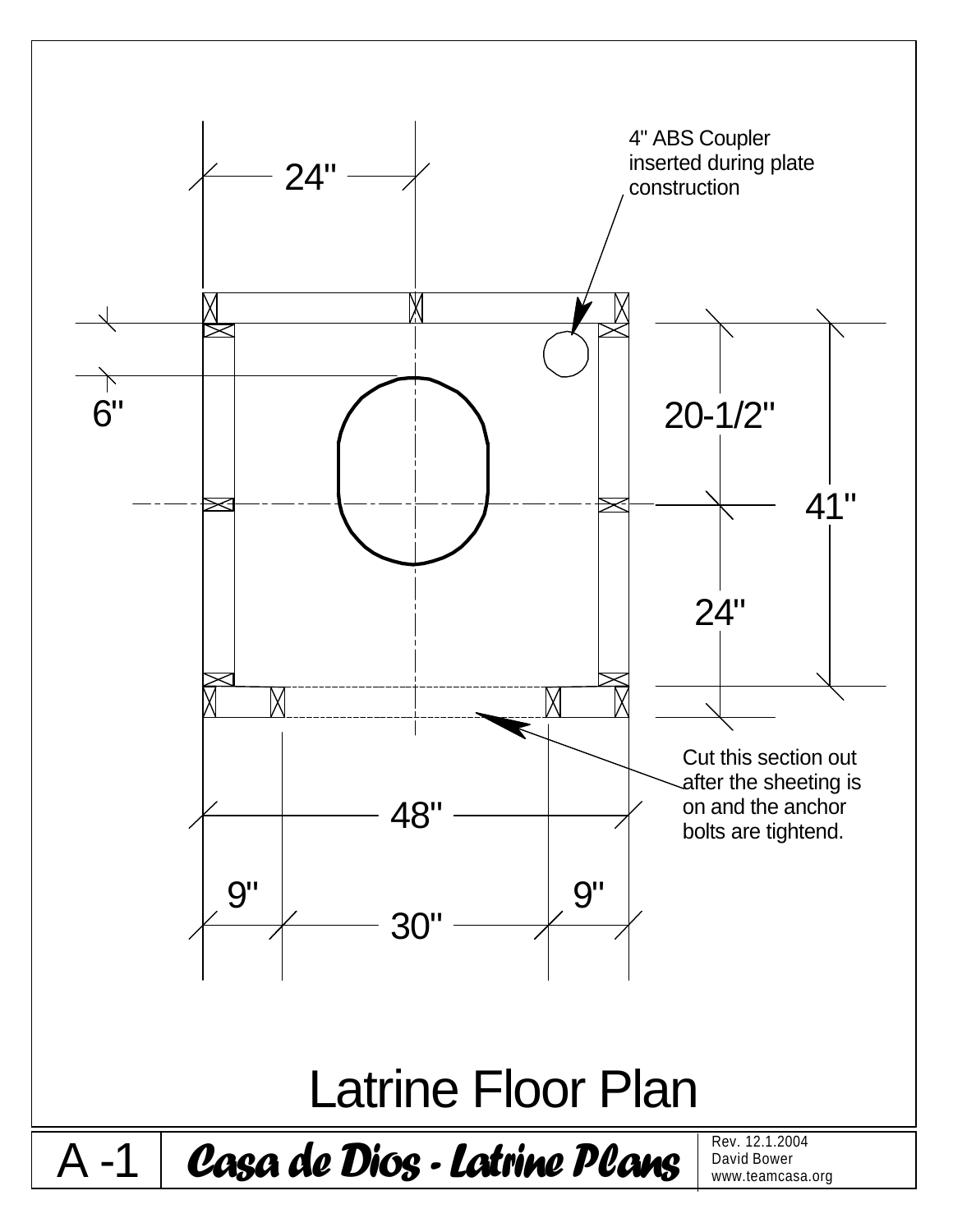4" ABS Coupler inserted during plate construction

24"

6"

20-1/2"

41"

24"

Cut this section out after the sheeting is on and the anchor bolts are tightend.

48"

9" 9"

30"

# Latrine Floor Plan

A -1 | ***Casa de Dios - Latrine Plans*** | Rev. 12.1.2004 David Bower www.teamcasa.org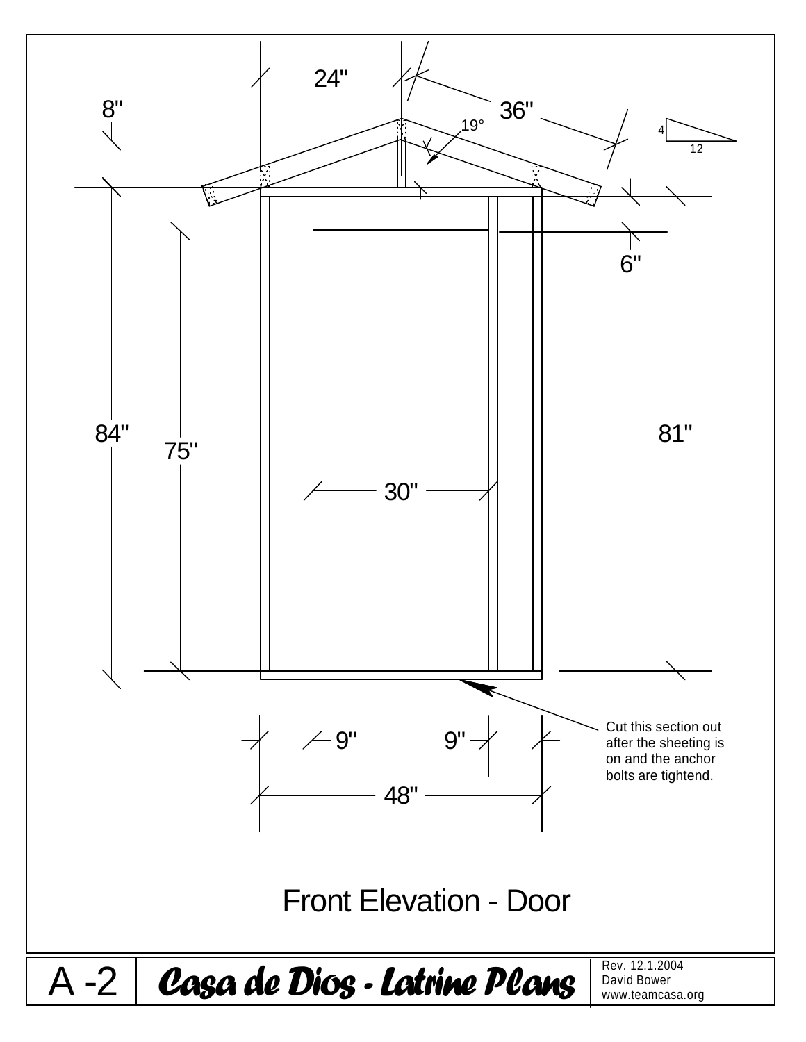24"

8"

36"

19°

4

12

6"

84"

75"

81"

30"

Cut this section out after the sheeting is on and the anchor bolts are tightend.

9"

9"

48"

# Front Elevation - Door

A -2 | ***Casa de Dios - Latrine Plans*** | Rev. 12.1.2004 David Bower www.teamcasa.org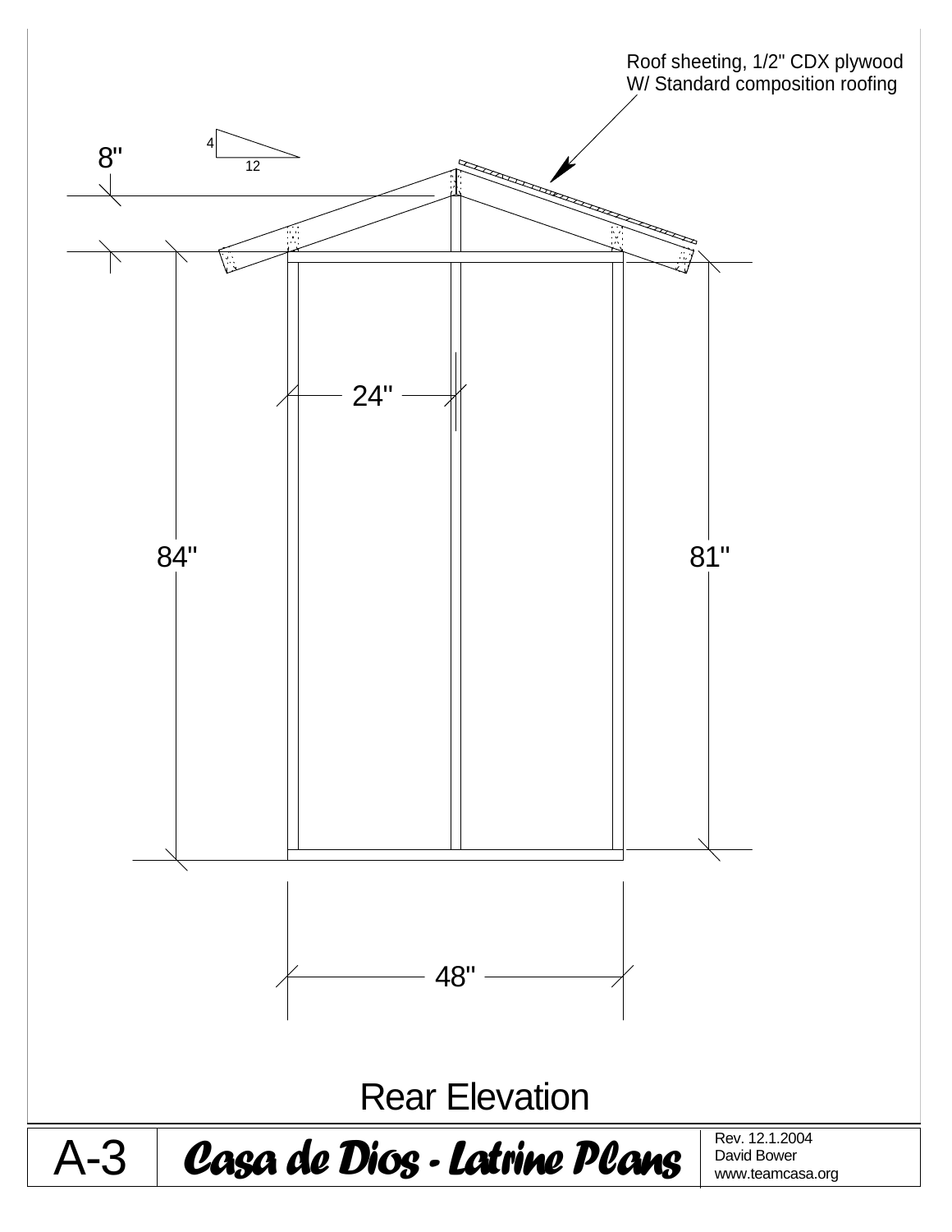Roof sheeting, 1/2" CDX plywood
W/ Standard composition roofing

8"

4

12

24"

84"

81"

48"

# Rear Elevation

A-3 | **Casa de Dios - Latrine Plans** | Rev. 12.1.2004
David Bower
www.teamcasa.org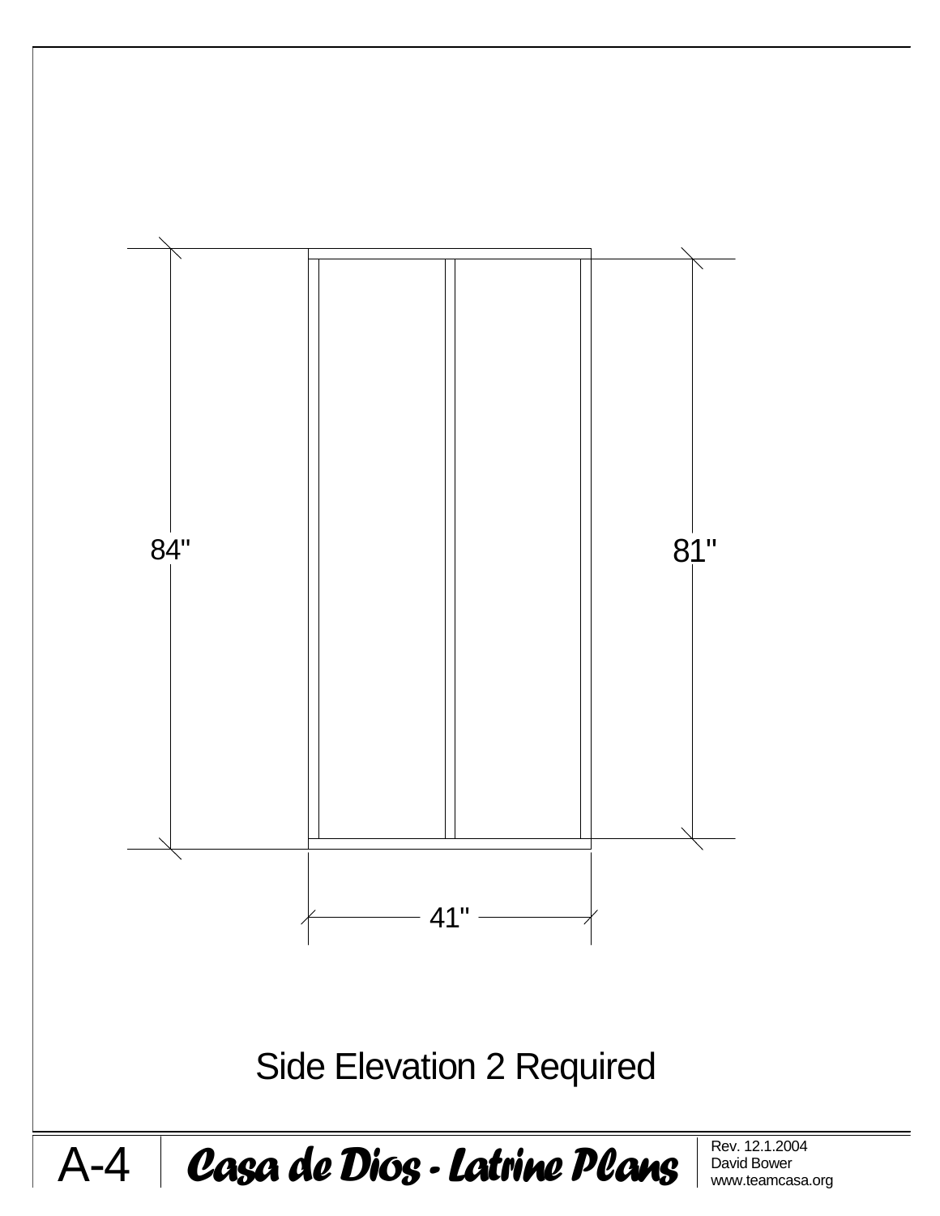84"

81"

41"

Side Elevation 2 Required

A-4 **Casa de Dios - Latrine Plans**

Rev. 12.1.2004
David Bower
www.teamcasa.org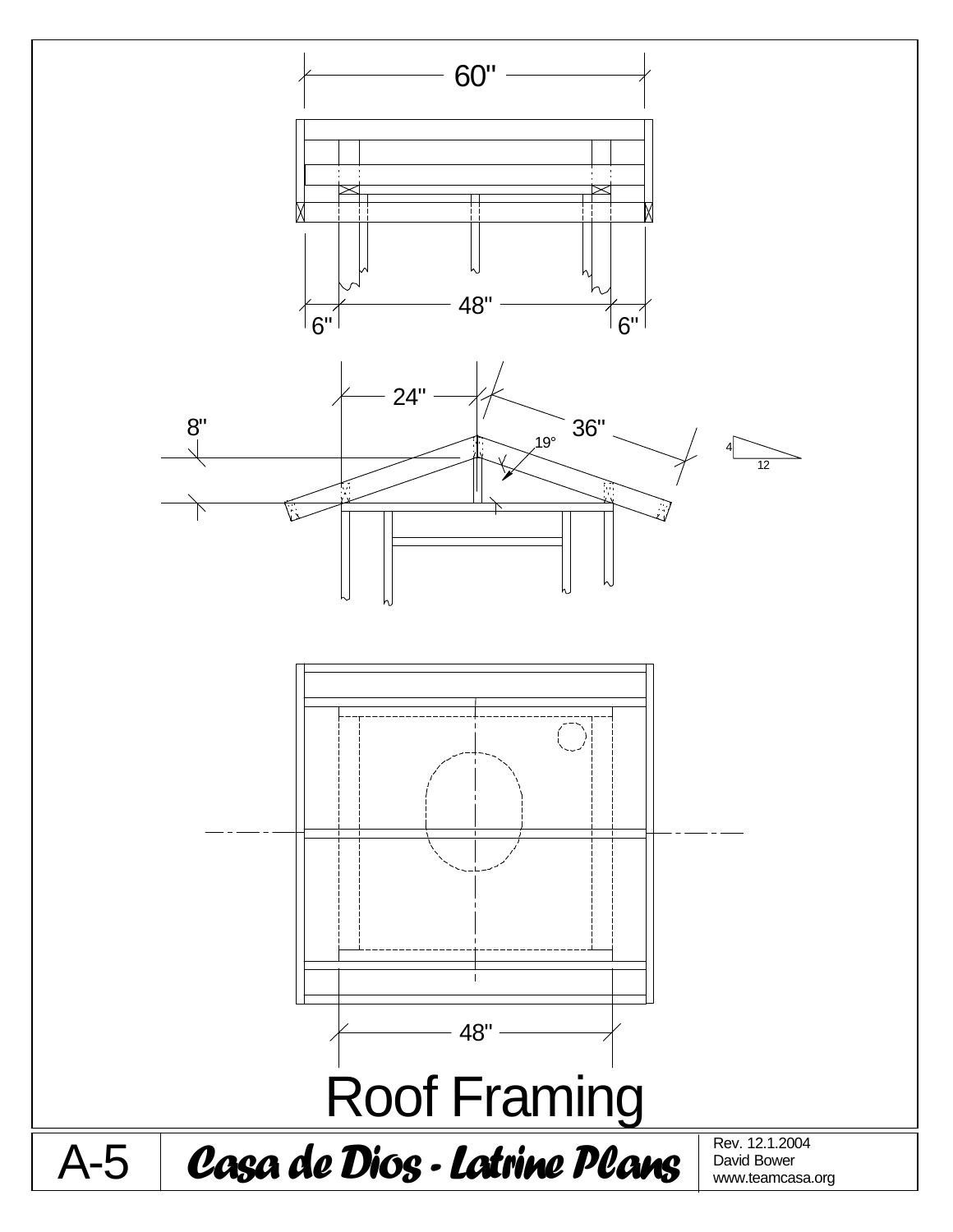60"

48"

6" 6"

24"

8"

36"

19°

4

12

48"

# Roof Framing

A-5 | ***Casa de Dios - Latrine Plans*** | Rev. 12.1.2004
David Bower
www.teamcasa.org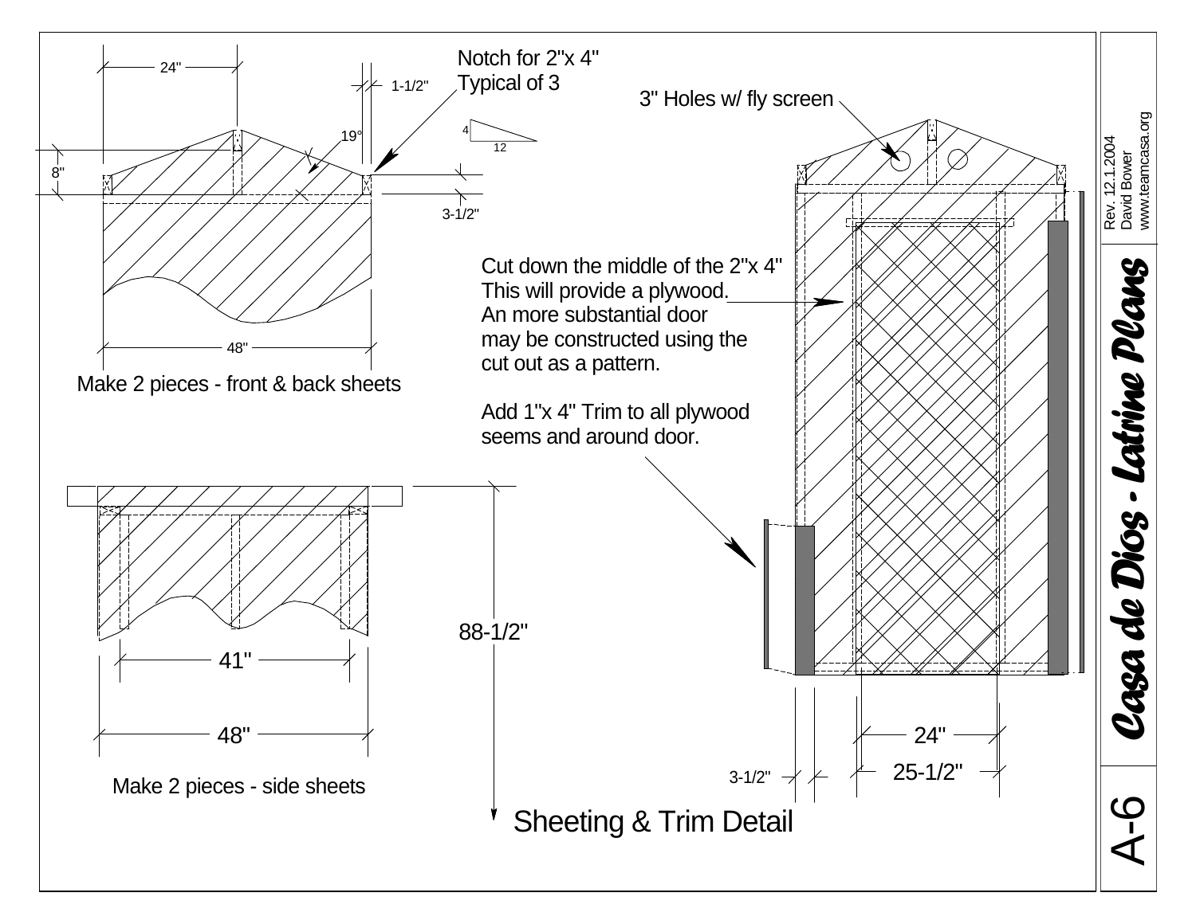Notch for 2"x 4"
Typical of 3

24"

1-1/2"

19°

4

12

8"

3-1/2"

48"

Make 2 pieces - front & back sheets

3" Holes w/ fly screen

Cut down the middle of the 2"x 4"
This will provide a plywood.
An more substantial door
may be constructed using the
cut out as a pattern.

Add 1"x 4" Trim to all plywood
seems and around door.

88-1/2"

41"

48"

Make 2 pieces - side sheets

24"

25-1/2"

3-1/2"

## Sheeting & Trim Detail

Rev. 12.1.2004
David Bower
www.teamcasa.org

**Casa de Dios - Latrine Plans**

A-6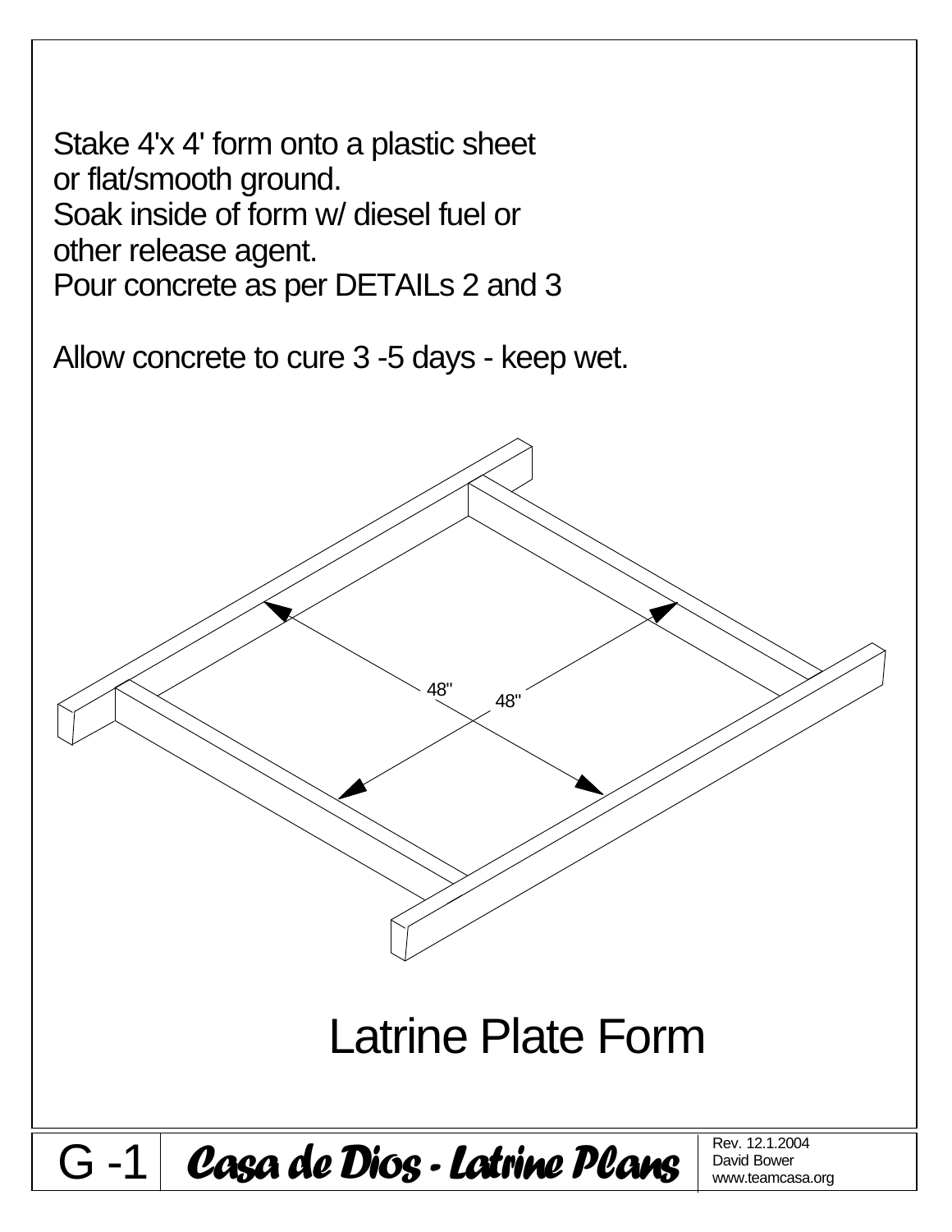Stake 4'x 4' form onto a plastic sheet
or flat/smooth ground.
Soak inside of form w/ diesel fuel or
other release agent.
Pour concrete as per DETAILs 2 and 3

Allow concrete to cure 3 -5 days - keep wet.

48"

48"

# Latrine Plate Form

G -1 **Casa de Dios - Latrine Plans** Rev. 12.1.2004 David Bower www.teamcasa.org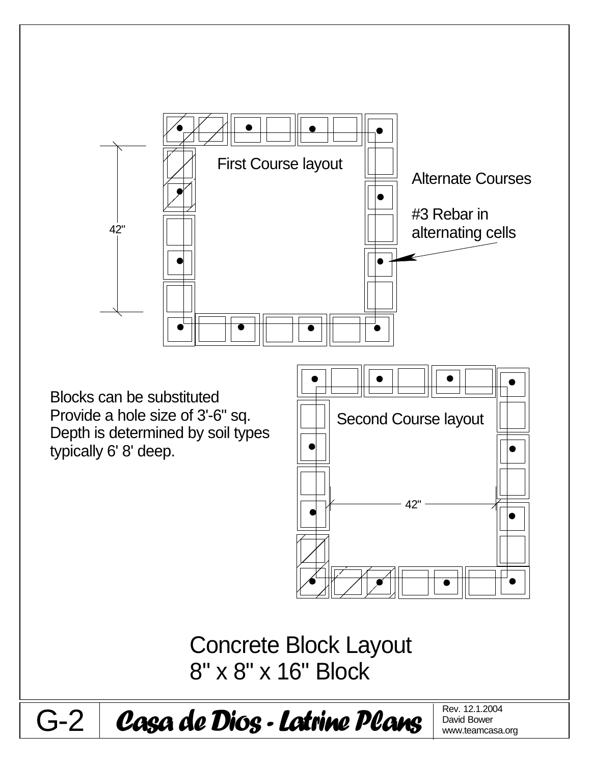First Course layout

Alternate Courses

#3 Rebar in alternating cells

42"

Second Course layout

42"

Blocks can be substituted
Provide a hole size of 3'-6" sq.
Depth is determined by soil types
typically 6' 8' deep.

# Concrete Block Layout
# 8" x 8" x 16" Block

G-2 | **Casa de Dios - Latrine Plans** | Rev. 12.1.2004
David Bower
www.teamcasa.org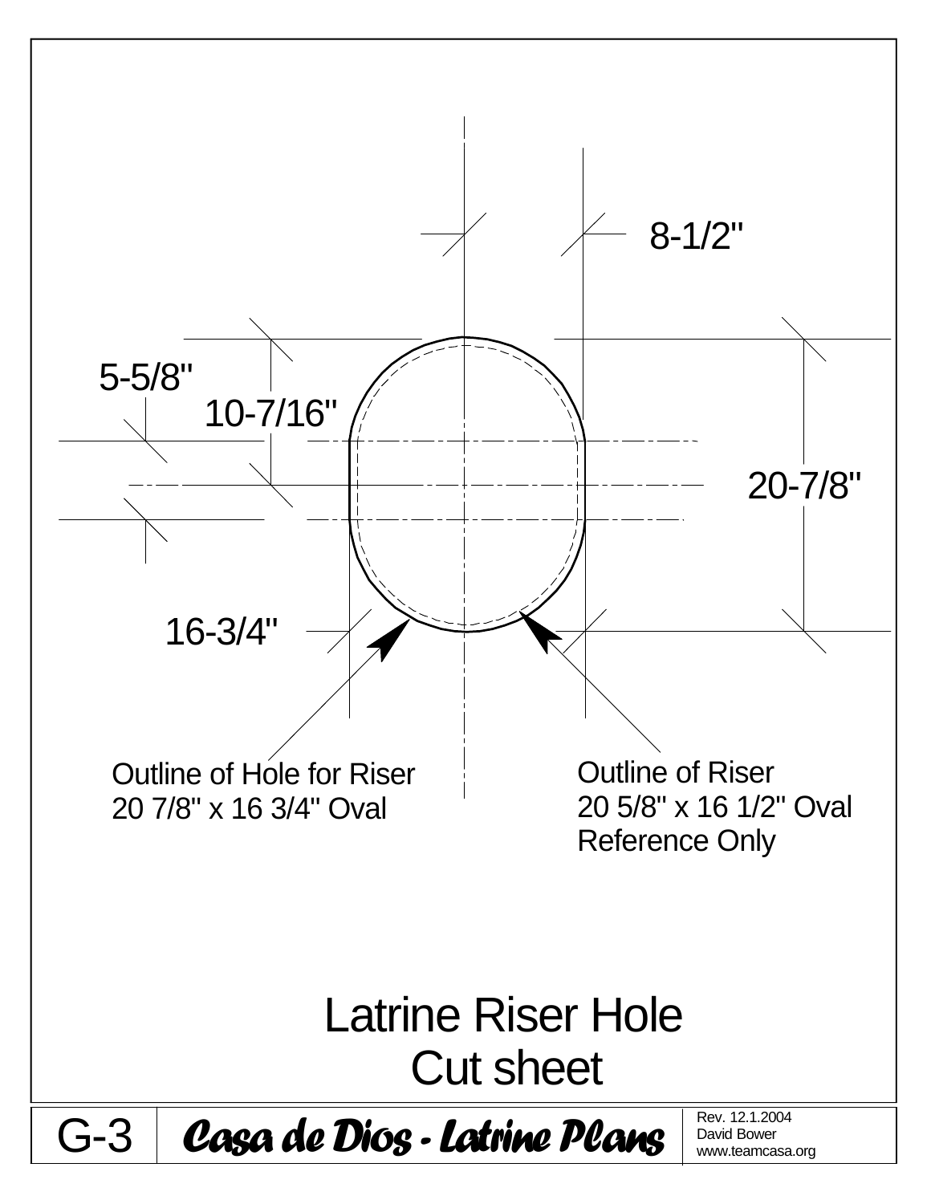8-1/2"

5-5/8"

10-7/16"

20-7/8"

16-3/4"

Outline of Hole for Riser
20 7/8" x 16 3/4" Oval

Outline of Riser
20 5/8" x 16 1/2" Oval
Reference Only

# Latrine Riser Hole
# Cut sheet

G-3 | ***Casa de Dios - Latrine Plans*** | Rev. 12.1.2004 David Bower www.teamcasa.org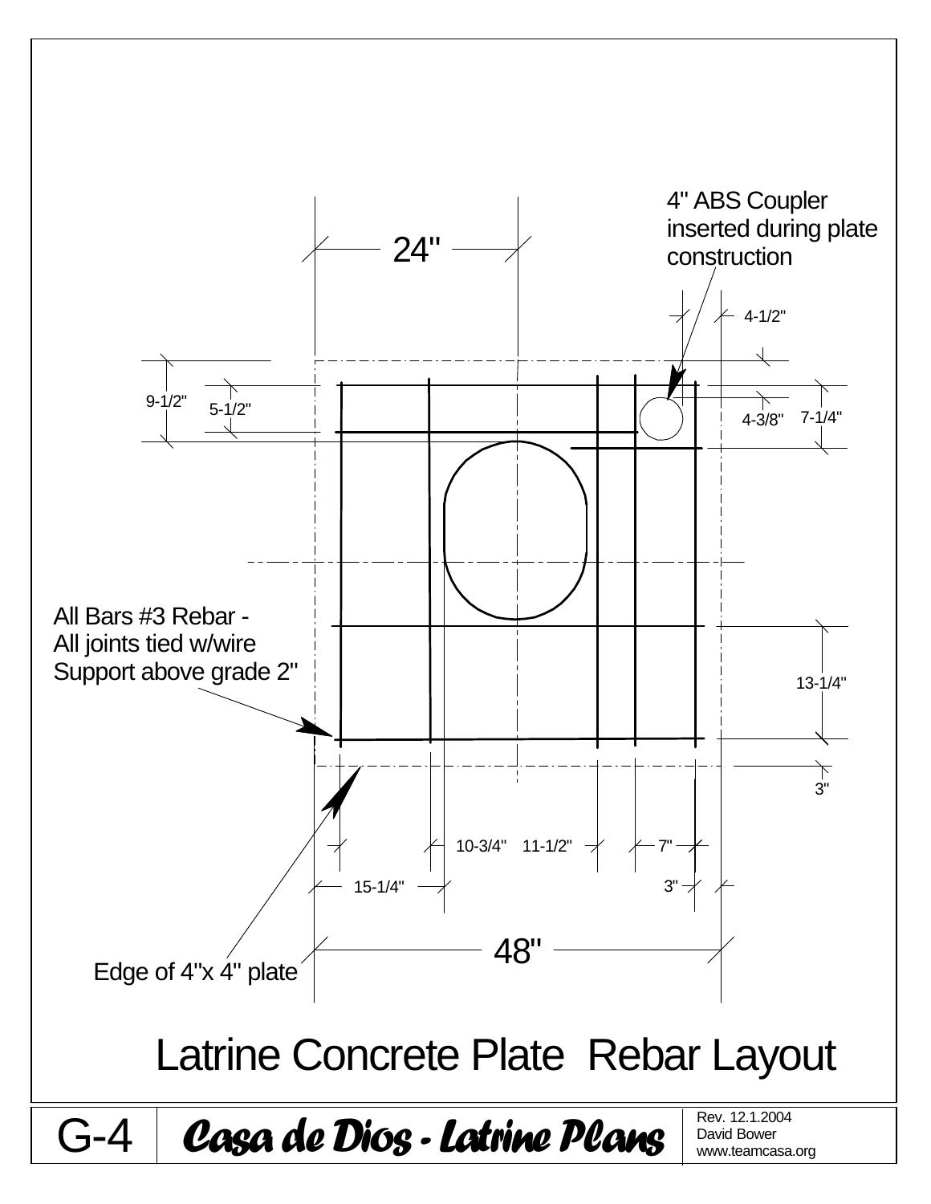4" ABS Coupler inserted during plate construction

24"

4-1/2"

9-1/2"

5-1/2"

4-3/8"

7-1/4"

All Bars #3 Rebar -
All joints tied w/wire
Support above grade 2"

13-1/4"

3"

10-3/4"

11-1/2"

7"

15-1/4"

3"

48"

Edge of 4"x 4" plate

# Latrine Concrete Plate Rebar Layout

G-4 | **Casa de Dios - Latrine Plans** | Rev. 12.1.2004 David Bower www.teamcasa.org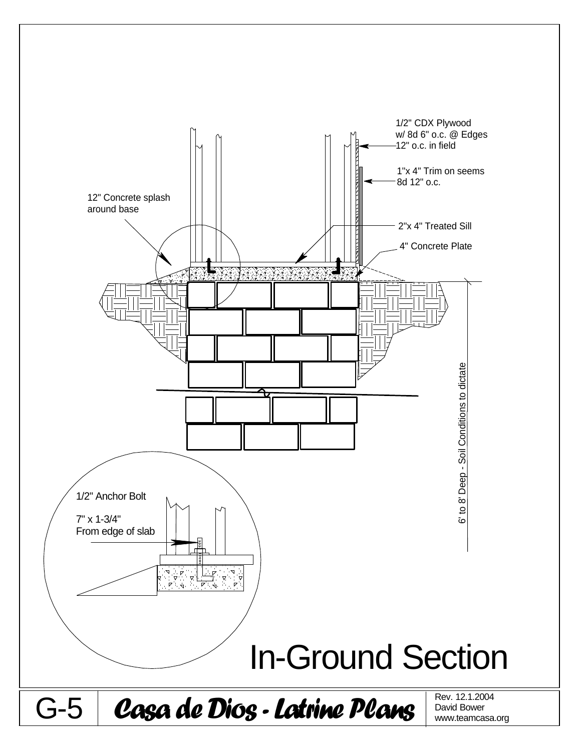1/2" CDX Plywood
w/ 8d 6" o.c. @ Edges
12" o.c. in field

1"x 4" Trim on seems
8d 12" o.c.

12" Concrete splash
around base

2"x 4" Treated Sill

4" Concrete Plate

6' to 8' Deep - Soil Conditions to dictate

1/2" Anchor Bolt

7" x 1-3/4"
From edge of slab

# In-Ground Section

G-5 | ***Casa de Dios - Latrine Plans*** | Rev. 12.1.2004
David Bower
www.teamcasa.org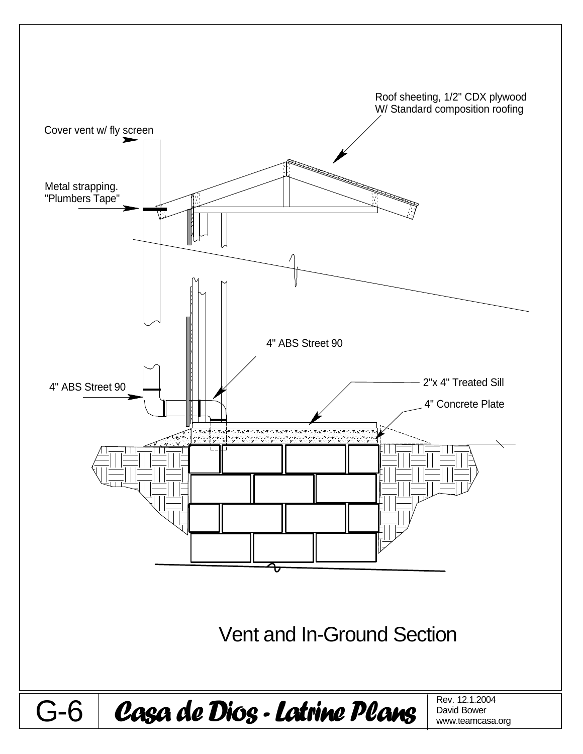Roof sheeting, 1/2" CDX plywood
W/ Standard composition roofing

Cover vent w/ fly screen

Metal strapping.
"Plumbers Tape"

4" ABS Street 90

4" ABS Street 90

2"x 4" Treated Sill

4" Concrete Plate

# Vent and In-Ground Section

G-6 | **Casa de Dios - Latrine Plans** | Rev. 12.1.2004
David Bower
www.teamcasa.org